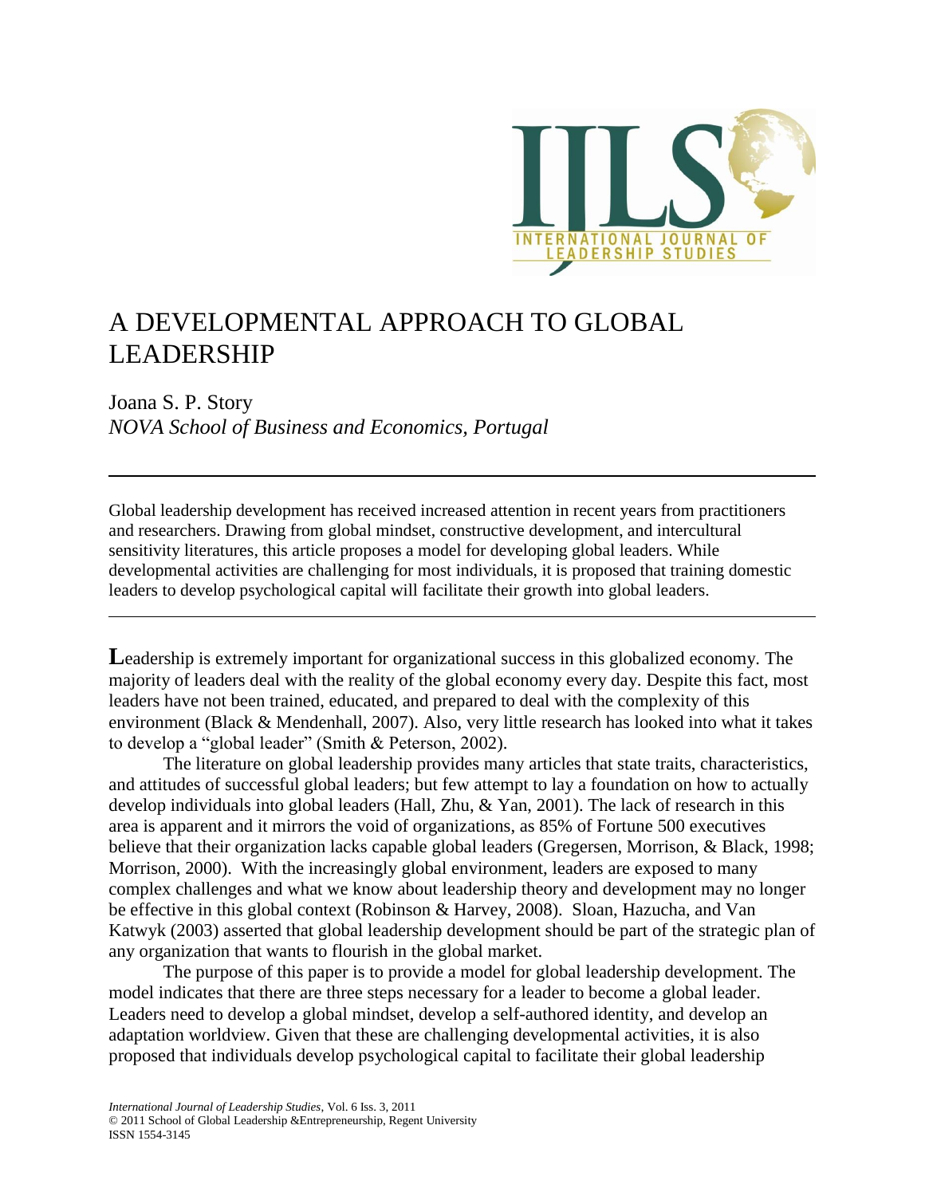# A DEVELOPMENTAL APPROACH TO GLOBAL LEADERSHIP

Joana S. P. Story
*NOVA School of Business and Economics, Portugal*

---

Global leadership development has received increased attention in recent years from practitioners and researchers. Drawing from global mindset, constructive development, and intercultural sensitivity literatures, this article proposes a model for developing global leaders. While developmental activities are challenging for most individuals, it is proposed that training domestic leaders to develop psychological capital will facilitate their growth into global leaders.

---

**L**eadership is extremely important for organizational success in this globalized economy. The majority of leaders deal with the reality of the global economy every day. Despite this fact, most leaders have not been trained, educated, and prepared to deal with the complexity of this environment (Black & Mendenhall, 2007). Also, very little research has looked into what it takes to develop a "global leader" (Smith & Peterson, 2002).

The literature on global leadership provides many articles that state traits, characteristics, and attitudes of successful global leaders; but few attempt to lay a foundation on how to actually develop individuals into global leaders (Hall, Zhu, & Yan, 2001). The lack of research in this area is apparent and it mirrors the void of organizations, as 85% of Fortune 500 executives believe that their organization lacks capable global leaders (Gregersen, Morrison, & Black, 1998; Morrison, 2000). With the increasingly global environment, leaders are exposed to many complex challenges and what we know about leadership theory and development may no longer be effective in this global context (Robinson & Harvey, 2008). Sloan, Hazucha, and Van Katwyk (2003) asserted that global leadership development should be part of the strategic plan of any organization that wants to flourish in the global market.

The purpose of this paper is to provide a model for global leadership development. The model indicates that there are three steps necessary for a leader to become a global leader. Leaders need to develop a global mindset, develop a self-authored identity, and develop an adaptation worldview. Given that these are challenging developmental activities, it is also proposed that individuals develop psychological capital to facilitate their global leadership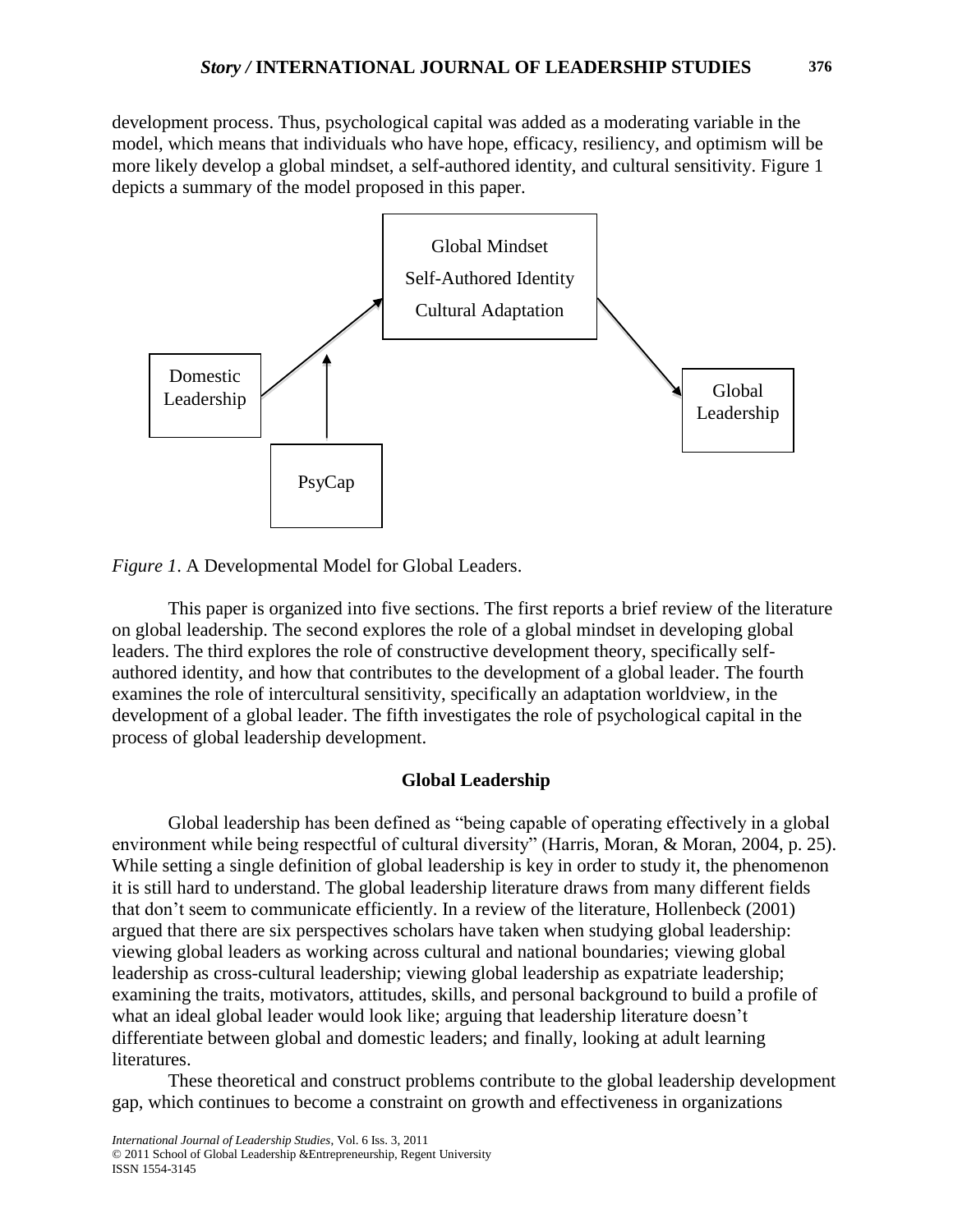development process. Thus, psychological capital was added as a moderating variable in the model, which means that individuals who have hope, efficacy, resiliency, and optimism will be more likely develop a global mindset, a self-authored identity, and cultural sensitivity. Figure 1 depicts a summary of the model proposed in this paper.

*Figure 1*. A Developmental Model for Global Leaders.

This paper is organized into five sections. The first reports a brief review of the literature on global leadership. The second explores the role of a global mindset in developing global leaders. The third explores the role of constructive development theory, specifically self-authored identity, and how that contributes to the development of a global leader. The fourth examines the role of intercultural sensitivity, specifically an adaptation worldview, in the development of a global leader. The fifth investigates the role of psychological capital in the process of global leadership development.

## Global Leadership

Global leadership has been defined as "being capable of operating effectively in a global environment while being respectful of cultural diversity" (Harris, Moran, & Moran, 2004, p. 25). While setting a single definition of global leadership is key in order to study it, the phenomenon it is still hard to understand. The global leadership literature draws from many different fields that don't seem to communicate efficiently. In a review of the literature, Hollenbeck (2001) argued that there are six perspectives scholars have taken when studying global leadership: viewing global leaders as working across cultural and national boundaries; viewing global leadership as cross-cultural leadership; viewing global leadership as expatriate leadership; examining the traits, motivators, attitudes, skills, and personal background to build a profile of what an ideal global leader would look like; arguing that leadership literature doesn't differentiate between global and domestic leaders; and finally, looking at adult learning literatures.

These theoretical and construct problems contribute to the global leadership development gap, which continues to become a constraint on growth and effectiveness in organizations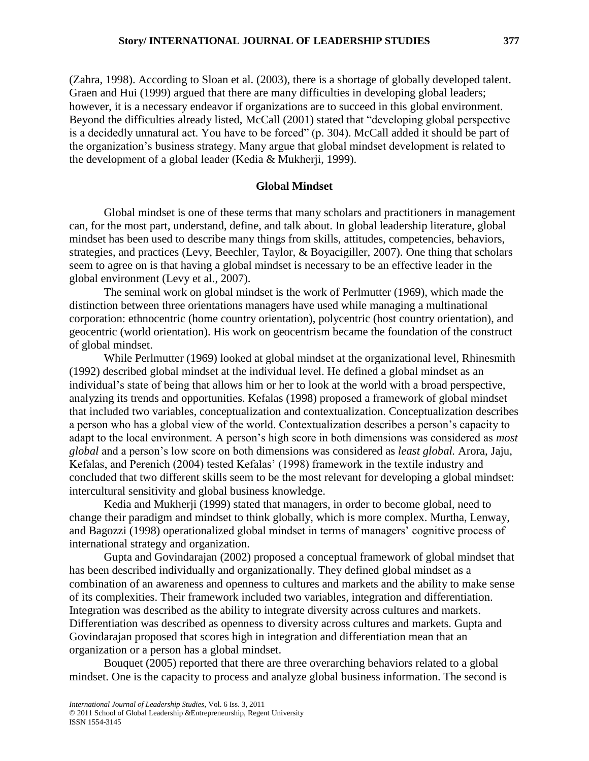(Zahra, 1998). According to Sloan et al. (2003), there is a shortage of globally developed talent. Graen and Hui (1999) argued that there are many difficulties in developing global leaders; however, it is a necessary endeavor if organizations are to succeed in this global environment. Beyond the difficulties already listed, McCall (2001) stated that "developing global perspective is a decidedly unnatural act. You have to be forced" (p. 304). McCall added it should be part of the organization's business strategy. Many argue that global mindset development is related to the development of a global leader (Kedia & Mukherji, 1999).

## Global Mindset

Global mindset is one of these terms that many scholars and practitioners in management can, for the most part, understand, define, and talk about. In global leadership literature, global mindset has been used to describe many things from skills, attitudes, competencies, behaviors, strategies, and practices (Levy, Beechler, Taylor, & Boyacigiller, 2007). One thing that scholars seem to agree on is that having a global mindset is necessary to be an effective leader in the global environment (Levy et al., 2007).

The seminal work on global mindset is the work of Perlmutter (1969), which made the distinction between three orientations managers have used while managing a multinational corporation: ethnocentric (home country orientation), polycentric (host country orientation), and geocentric (world orientation). His work on geocentrism became the foundation of the construct of global mindset.

While Perlmutter (1969) looked at global mindset at the organizational level, Rhinesmith (1992) described global mindset at the individual level. He defined a global mindset as an individual's state of being that allows him or her to look at the world with a broad perspective, analyzing its trends and opportunities. Kefalas (1998) proposed a framework of global mindset that included two variables, conceptualization and contextualization. Conceptualization describes a person who has a global view of the world. Contextualization describes a person's capacity to adapt to the local environment. A person's high score in both dimensions was considered as *most global* and a person's low score on both dimensions was considered as *least global.* Arora, Jaju, Kefalas, and Perenich (2004) tested Kefalas' (1998) framework in the textile industry and concluded that two different skills seem to be the most relevant for developing a global mindset: intercultural sensitivity and global business knowledge.

Kedia and Mukherji (1999) stated that managers, in order to become global, need to change their paradigm and mindset to think globally, which is more complex. Murtha, Lenway, and Bagozzi (1998) operationalized global mindset in terms of managers' cognitive process of international strategy and organization.

Gupta and Govindarajan (2002) proposed a conceptual framework of global mindset that has been described individually and organizationally. They defined global mindset as a combination of an awareness and openness to cultures and markets and the ability to make sense of its complexities. Their framework included two variables, integration and differentiation. Integration was described as the ability to integrate diversity across cultures and markets. Differentiation was described as openness to diversity across cultures and markets. Gupta and Govindarajan proposed that scores high in integration and differentiation mean that an organization or a person has a global mindset.

Bouquet (2005) reported that there are three overarching behaviors related to a global mindset. One is the capacity to process and analyze global business information. The second is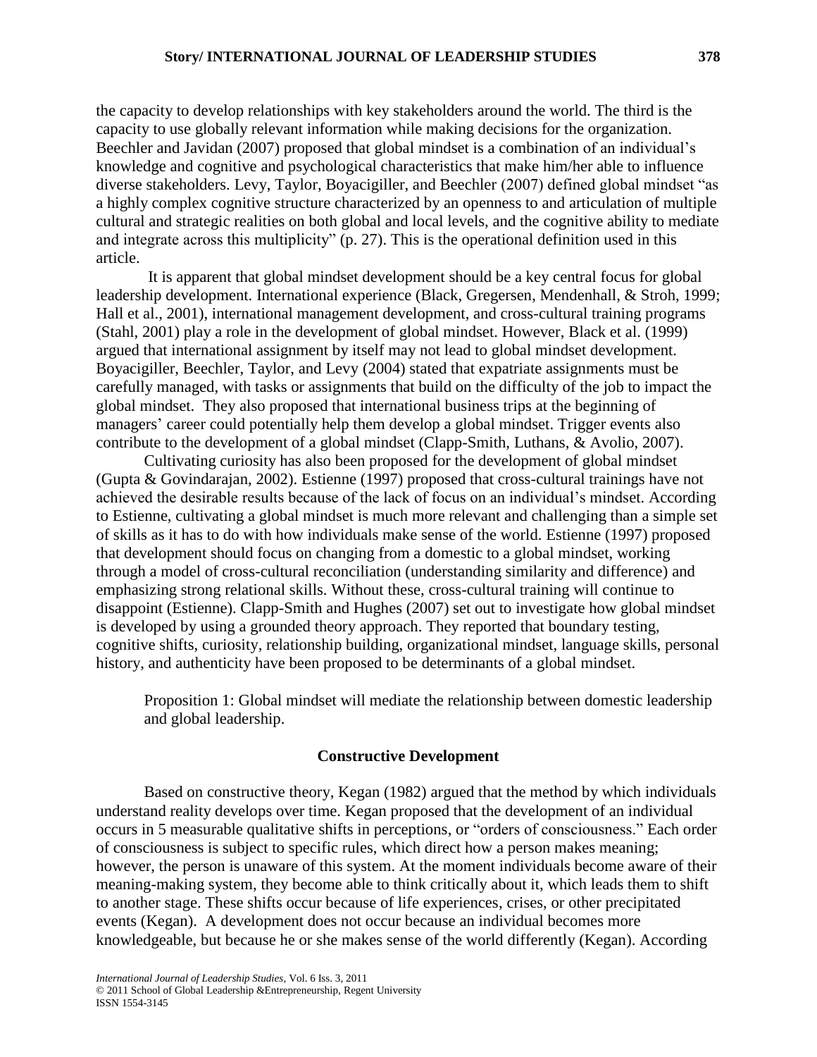the capacity to develop relationships with key stakeholders around the world. The third is the capacity to use globally relevant information while making decisions for the organization. Beechler and Javidan (2007) proposed that global mindset is a combination of an individual's knowledge and cognitive and psychological characteristics that make him/her able to influence diverse stakeholders. Levy, Taylor, Boyacigiller, and Beechler (2007) defined global mindset "as a highly complex cognitive structure characterized by an openness to and articulation of multiple cultural and strategic realities on both global and local levels, and the cognitive ability to mediate and integrate across this multiplicity" (p. 27). This is the operational definition used in this article.

It is apparent that global mindset development should be a key central focus for global leadership development. International experience (Black, Gregersen, Mendenhall, & Stroh, 1999; Hall et al., 2001), international management development, and cross-cultural training programs (Stahl, 2001) play a role in the development of global mindset. However, Black et al. (1999) argued that international assignment by itself may not lead to global mindset development. Boyacigiller, Beechler, Taylor, and Levy (2004) stated that expatriate assignments must be carefully managed, with tasks or assignments that build on the difficulty of the job to impact the global mindset. They also proposed that international business trips at the beginning of managers' career could potentially help them develop a global mindset. Trigger events also contribute to the development of a global mindset (Clapp-Smith, Luthans, & Avolio, 2007).

Cultivating curiosity has also been proposed for the development of global mindset (Gupta & Govindarajan, 2002). Estienne (1997) proposed that cross-cultural trainings have not achieved the desirable results because of the lack of focus on an individual's mindset. According to Estienne, cultivating a global mindset is much more relevant and challenging than a simple set of skills as it has to do with how individuals make sense of the world. Estienne (1997) proposed that development should focus on changing from a domestic to a global mindset, working through a model of cross-cultural reconciliation (understanding similarity and difference) and emphasizing strong relational skills. Without these, cross-cultural training will continue to disappoint (Estienne). Clapp-Smith and Hughes (2007) set out to investigate how global mindset is developed by using a grounded theory approach. They reported that boundary testing, cognitive shifts, curiosity, relationship building, organizational mindset, language skills, personal history, and authenticity have been proposed to be determinants of a global mindset.

> Proposition 1: Global mindset will mediate the relationship between domestic leadership and global leadership.

## Constructive Development

Based on constructive theory, Kegan (1982) argued that the method by which individuals understand reality develops over time. Kegan proposed that the development of an individual occurs in 5 measurable qualitative shifts in perceptions, or "orders of consciousness." Each order of consciousness is subject to specific rules, which direct how a person makes meaning; however, the person is unaware of this system. At the moment individuals become aware of their meaning-making system, they become able to think critically about it, which leads them to shift to another stage. These shifts occur because of life experiences, crises, or other precipitated events (Kegan). A development does not occur because an individual becomes more knowledgeable, but because he or she makes sense of the world differently (Kegan). According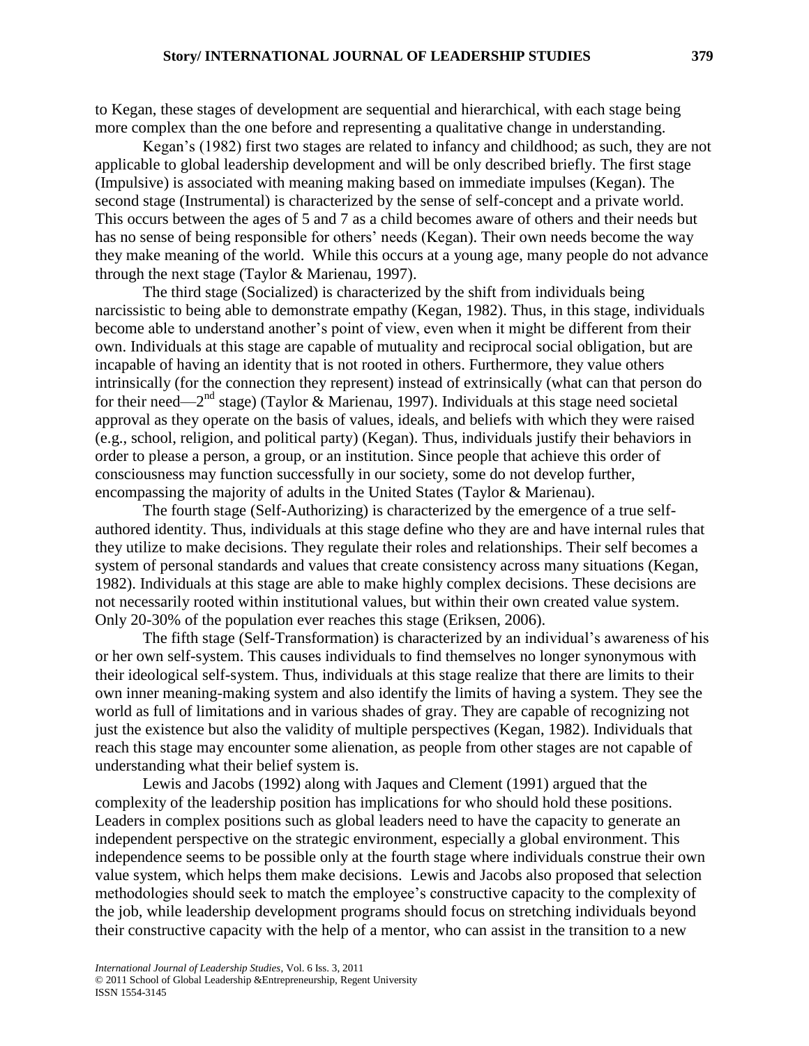to Kegan, these stages of development are sequential and hierarchical, with each stage being more complex than the one before and representing a qualitative change in understanding.

Kegan's (1982) first two stages are related to infancy and childhood; as such, they are not applicable to global leadership development and will be only described briefly. The first stage (Impulsive) is associated with meaning making based on immediate impulses (Kegan). The second stage (Instrumental) is characterized by the sense of self-concept and a private world. This occurs between the ages of 5 and 7 as a child becomes aware of others and their needs but has no sense of being responsible for others' needs (Kegan). Their own needs become the way they make meaning of the world. While this occurs at a young age, many people do not advance through the next stage (Taylor & Marienau, 1997).

The third stage (Socialized) is characterized by the shift from individuals being narcissistic to being able to demonstrate empathy (Kegan, 1982). Thus, in this stage, individuals become able to understand another's point of view, even when it might be different from their own. Individuals at this stage are capable of mutuality and reciprocal social obligation, but are incapable of having an identity that is not rooted in others. Furthermore, they value others intrinsically (for the connection they represent) instead of extrinsically (what can that person do for their need—2nd stage) (Taylor & Marienau, 1997). Individuals at this stage need societal approval as they operate on the basis of values, ideals, and beliefs with which they were raised (e.g., school, religion, and political party) (Kegan). Thus, individuals justify their behaviors in order to please a person, a group, or an institution. Since people that achieve this order of consciousness may function successfully in our society, some do not develop further, encompassing the majority of adults in the United States (Taylor & Marienau).

The fourth stage (Self-Authorizing) is characterized by the emergence of a true self-authored identity. Thus, individuals at this stage define who they are and have internal rules that they utilize to make decisions. They regulate their roles and relationships. Their self becomes a system of personal standards and values that create consistency across many situations (Kegan, 1982). Individuals at this stage are able to make highly complex decisions. These decisions are not necessarily rooted within institutional values, but within their own created value system. Only 20-30% of the population ever reaches this stage (Eriksen, 2006).

The fifth stage (Self-Transformation) is characterized by an individual's awareness of his or her own self-system. This causes individuals to find themselves no longer synonymous with their ideological self-system. Thus, individuals at this stage realize that there are limits to their own inner meaning-making system and also identify the limits of having a system. They see the world as full of limitations and in various shades of gray. They are capable of recognizing not just the existence but also the validity of multiple perspectives (Kegan, 1982). Individuals that reach this stage may encounter some alienation, as people from other stages are not capable of understanding what their belief system is.

Lewis and Jacobs (1992) along with Jaques and Clement (1991) argued that the complexity of the leadership position has implications for who should hold these positions. Leaders in complex positions such as global leaders need to have the capacity to generate an independent perspective on the strategic environment, especially a global environment. This independence seems to be possible only at the fourth stage where individuals construe their own value system, which helps them make decisions. Lewis and Jacobs also proposed that selection methodologies should seek to match the employee's constructive capacity to the complexity of the job, while leadership development programs should focus on stretching individuals beyond their constructive capacity with the help of a mentor, who can assist in the transition to a new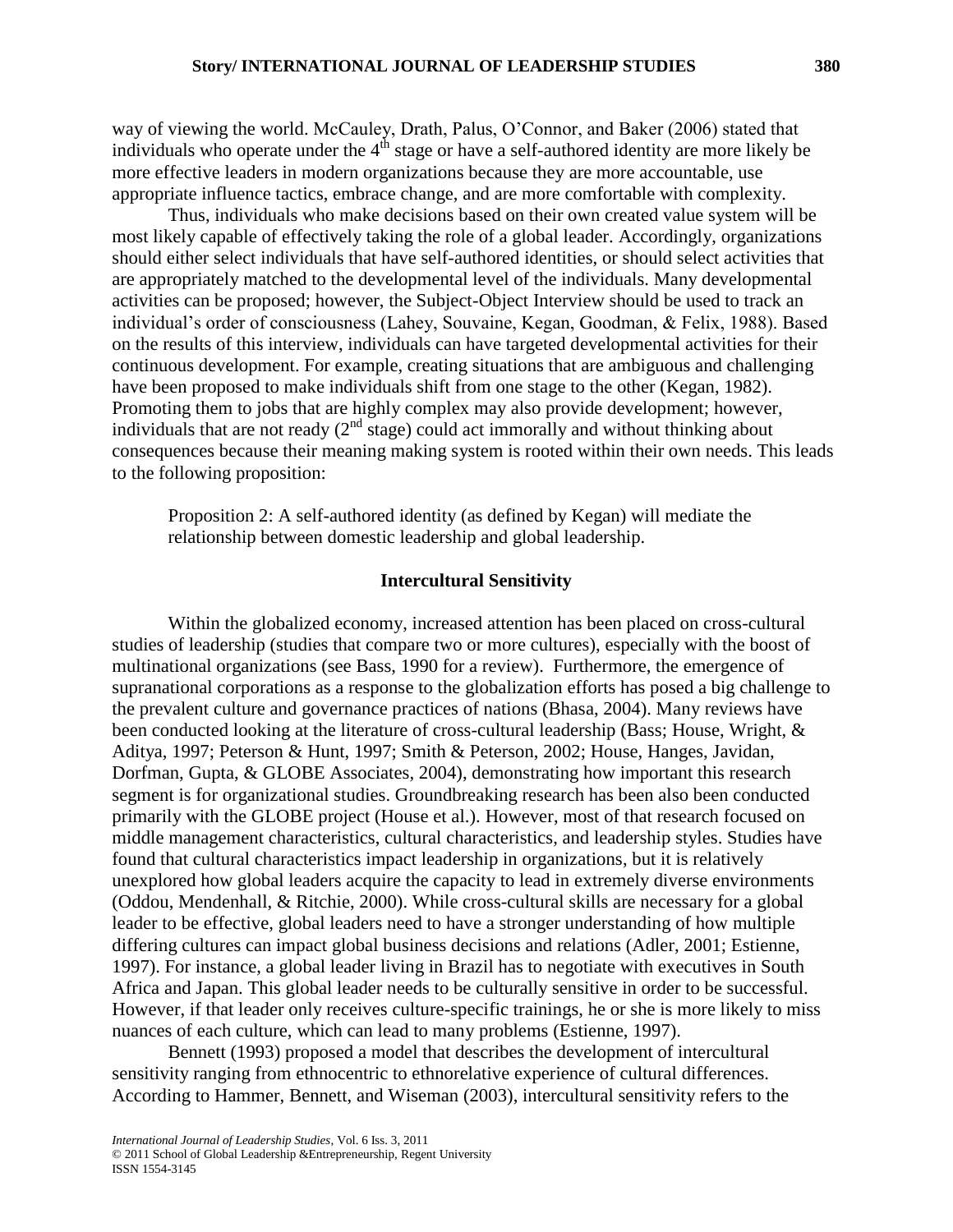way of viewing the world. McCauley, Drath, Palus, O'Connor, and Baker (2006) stated that individuals who operate under the 4th stage or have a self-authored identity are more likely be more effective leaders in modern organizations because they are more accountable, use appropriate influence tactics, embrace change, and are more comfortable with complexity.

Thus, individuals who make decisions based on their own created value system will be most likely capable of effectively taking the role of a global leader. Accordingly, organizations should either select individuals that have self-authored identities, or should select activities that are appropriately matched to the developmental level of the individuals. Many developmental activities can be proposed; however, the Subject-Object Interview should be used to track an individual's order of consciousness (Lahey, Souvaine, Kegan, Goodman, & Felix, 1988). Based on the results of this interview, individuals can have targeted developmental activities for their continuous development. For example, creating situations that are ambiguous and challenging have been proposed to make individuals shift from one stage to the other (Kegan, 1982). Promoting them to jobs that are highly complex may also provide development; however, individuals that are not ready (2nd stage) could act immorally and without thinking about consequences because their meaning making system is rooted within their own needs. This leads to the following proposition:

> Proposition 2: A self-authored identity (as defined by Kegan) will mediate the relationship between domestic leadership and global leadership.

## Intercultural Sensitivity

Within the globalized economy, increased attention has been placed on cross-cultural studies of leadership (studies that compare two or more cultures), especially with the boost of multinational organizations (see Bass, 1990 for a review). Furthermore, the emergence of supranational corporations as a response to the globalization efforts has posed a big challenge to the prevalent culture and governance practices of nations (Bhasa, 2004). Many reviews have been conducted looking at the literature of cross-cultural leadership (Bass; House, Wright, & Aditya, 1997; Peterson & Hunt, 1997; Smith & Peterson, 2002; House, Hanges, Javidan, Dorfman, Gupta, & GLOBE Associates, 2004), demonstrating how important this research segment is for organizational studies. Groundbreaking research has been also been conducted primarily with the GLOBE project (House et al.). However, most of that research focused on middle management characteristics, cultural characteristics, and leadership styles. Studies have found that cultural characteristics impact leadership in organizations, but it is relatively unexplored how global leaders acquire the capacity to lead in extremely diverse environments (Oddou, Mendenhall, & Ritchie, 2000). While cross-cultural skills are necessary for a global leader to be effective, global leaders need to have a stronger understanding of how multiple differing cultures can impact global business decisions and relations (Adler, 2001; Estienne, 1997). For instance, a global leader living in Brazil has to negotiate with executives in South Africa and Japan. This global leader needs to be culturally sensitive in order to be successful. However, if that leader only receives culture-specific trainings, he or she is more likely to miss nuances of each culture, which can lead to many problems (Estienne, 1997).

Bennett (1993) proposed a model that describes the development of intercultural sensitivity ranging from ethnocentric to ethnorelative experience of cultural differences. According to Hammer, Bennett, and Wiseman (2003), intercultural sensitivity refers to the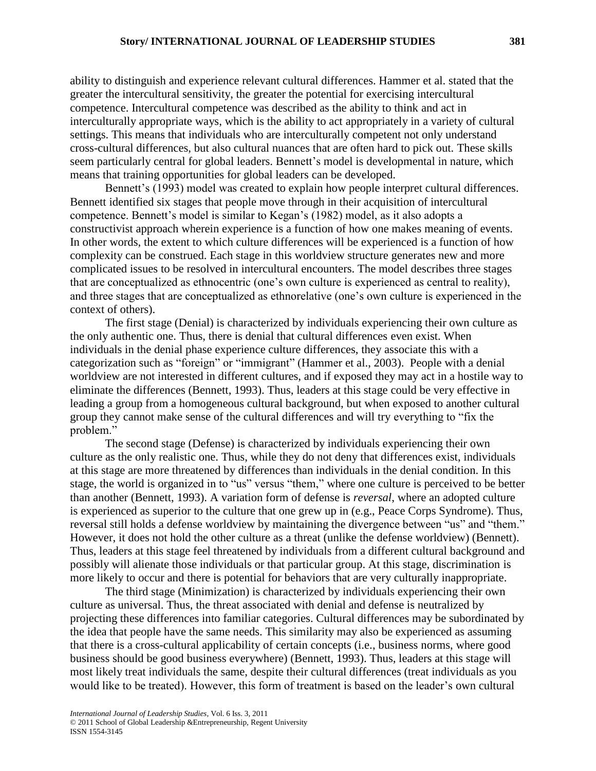ability to distinguish and experience relevant cultural differences. Hammer et al. stated that the greater the intercultural sensitivity, the greater the potential for exercising intercultural competence. Intercultural competence was described as the ability to think and act in interculturally appropriate ways, which is the ability to act appropriately in a variety of cultural settings. This means that individuals who are interculturally competent not only understand cross-cultural differences, but also cultural nuances that are often hard to pick out. These skills seem particularly central for global leaders. Bennett's model is developmental in nature, which means that training opportunities for global leaders can be developed.

Bennett's (1993) model was created to explain how people interpret cultural differences. Bennett identified six stages that people move through in their acquisition of intercultural competence. Bennett's model is similar to Kegan's (1982) model, as it also adopts a constructivist approach wherein experience is a function of how one makes meaning of events. In other words, the extent to which culture differences will be experienced is a function of how complexity can be construed. Each stage in this worldview structure generates new and more complicated issues to be resolved in intercultural encounters. The model describes three stages that are conceptualized as ethnocentric (one's own culture is experienced as central to reality), and three stages that are conceptualized as ethnorelative (one's own culture is experienced in the context of others).

The first stage (Denial) is characterized by individuals experiencing their own culture as the only authentic one. Thus, there is denial that cultural differences even exist. When individuals in the denial phase experience culture differences, they associate this with a categorization such as "foreign" or "immigrant" (Hammer et al., 2003). People with a denial worldview are not interested in different cultures, and if exposed they may act in a hostile way to eliminate the differences (Bennett, 1993). Thus, leaders at this stage could be very effective in leading a group from a homogeneous cultural background, but when exposed to another cultural group they cannot make sense of the cultural differences and will try everything to "fix the problem."

The second stage (Defense) is characterized by individuals experiencing their own culture as the only realistic one. Thus, while they do not deny that differences exist, individuals at this stage are more threatened by differences than individuals in the denial condition. In this stage, the world is organized in to "us" versus "them," where one culture is perceived to be better than another (Bennett, 1993). A variation form of defense is *reversal*, where an adopted culture is experienced as superior to the culture that one grew up in (e.g., Peace Corps Syndrome). Thus, reversal still holds a defense worldview by maintaining the divergence between "us" and "them." However, it does not hold the other culture as a threat (unlike the defense worldview) (Bennett). Thus, leaders at this stage feel threatened by individuals from a different cultural background and possibly will alienate those individuals or that particular group. At this stage, discrimination is more likely to occur and there is potential for behaviors that are very culturally inappropriate.

The third stage (Minimization) is characterized by individuals experiencing their own culture as universal. Thus, the threat associated with denial and defense is neutralized by projecting these differences into familiar categories. Cultural differences may be subordinated by the idea that people have the same needs. This similarity may also be experienced as assuming that there is a cross-cultural applicability of certain concepts (i.e., business norms, where good business should be good business everywhere) (Bennett, 1993). Thus, leaders at this stage will most likely treat individuals the same, despite their cultural differences (treat individuals as you would like to be treated). However, this form of treatment is based on the leader's own cultural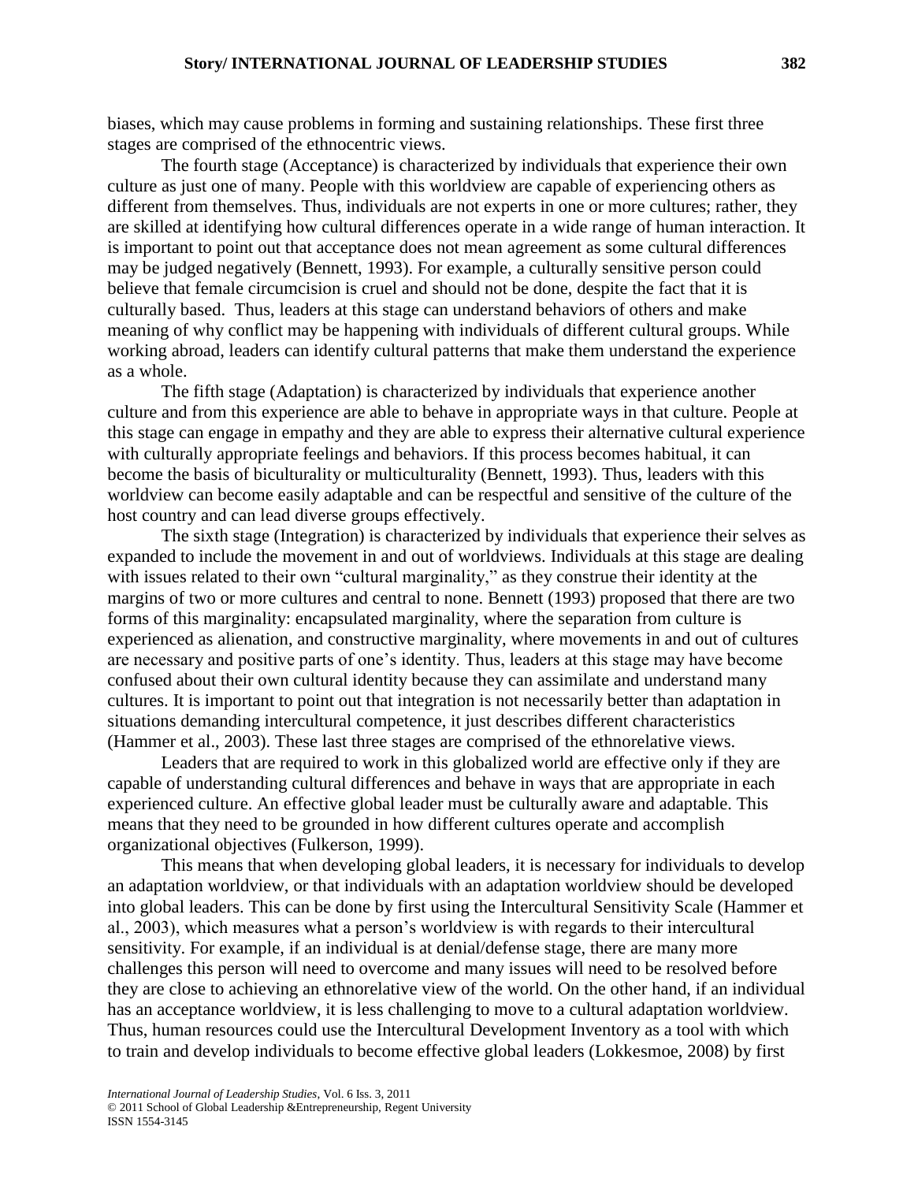biases, which may cause problems in forming and sustaining relationships. These first three stages are comprised of the ethnocentric views.

The fourth stage (Acceptance) is characterized by individuals that experience their own culture as just one of many. People with this worldview are capable of experiencing others as different from themselves. Thus, individuals are not experts in one or more cultures; rather, they are skilled at identifying how cultural differences operate in a wide range of human interaction. It is important to point out that acceptance does not mean agreement as some cultural differences may be judged negatively (Bennett, 1993). For example, a culturally sensitive person could believe that female circumcision is cruel and should not be done, despite the fact that it is culturally based. Thus, leaders at this stage can understand behaviors of others and make meaning of why conflict may be happening with individuals of different cultural groups. While working abroad, leaders can identify cultural patterns that make them understand the experience as a whole.

The fifth stage (Adaptation) is characterized by individuals that experience another culture and from this experience are able to behave in appropriate ways in that culture. People at this stage can engage in empathy and they are able to express their alternative cultural experience with culturally appropriate feelings and behaviors. If this process becomes habitual, it can become the basis of biculturality or multiculturality (Bennett, 1993). Thus, leaders with this worldview can become easily adaptable and can be respectful and sensitive of the culture of the host country and can lead diverse groups effectively.

The sixth stage (Integration) is characterized by individuals that experience their selves as expanded to include the movement in and out of worldviews. Individuals at this stage are dealing with issues related to their own "cultural marginality," as they construe their identity at the margins of two or more cultures and central to none. Bennett (1993) proposed that there are two forms of this marginality: encapsulated marginality, where the separation from culture is experienced as alienation, and constructive marginality, where movements in and out of cultures are necessary and positive parts of one's identity. Thus, leaders at this stage may have become confused about their own cultural identity because they can assimilate and understand many cultures. It is important to point out that integration is not necessarily better than adaptation in situations demanding intercultural competence, it just describes different characteristics (Hammer et al., 2003). These last three stages are comprised of the ethnorelative views.

Leaders that are required to work in this globalized world are effective only if they are capable of understanding cultural differences and behave in ways that are appropriate in each experienced culture. An effective global leader must be culturally aware and adaptable. This means that they need to be grounded in how different cultures operate and accomplish organizational objectives (Fulkerson, 1999).

This means that when developing global leaders, it is necessary for individuals to develop an adaptation worldview, or that individuals with an adaptation worldview should be developed into global leaders. This can be done by first using the Intercultural Sensitivity Scale (Hammer et al., 2003), which measures what a person's worldview is with regards to their intercultural sensitivity. For example, if an individual is at denial/defense stage, there are many more challenges this person will need to overcome and many issues will need to be resolved before they are close to achieving an ethnorelative view of the world. On the other hand, if an individual has an acceptance worldview, it is less challenging to move to a cultural adaptation worldview. Thus, human resources could use the Intercultural Development Inventory as a tool with which to train and develop individuals to become effective global leaders (Lokkesmoe, 2008) by first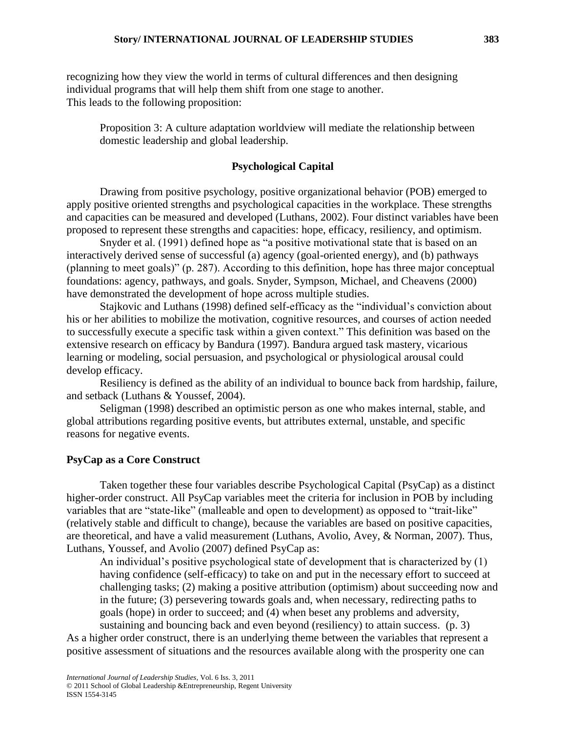recognizing how they view the world in terms of cultural differences and then designing individual programs that will help them shift from one stage to another.
This leads to the following proposition:

> Proposition 3: A culture adaptation worldview will mediate the relationship between domestic leadership and global leadership.

## Psychological Capital

Drawing from positive psychology, positive organizational behavior (POB) emerged to apply positive oriented strengths and psychological capacities in the workplace. These strengths and capacities can be measured and developed (Luthans, 2002). Four distinct variables have been proposed to represent these strengths and capacities: hope, efficacy, resiliency, and optimism.

Snyder et al. (1991) defined hope as "a positive motivational state that is based on an interactively derived sense of successful (a) agency (goal-oriented energy), and (b) pathways (planning to meet goals)" (p. 287). According to this definition, hope has three major conceptual foundations: agency, pathways, and goals. Snyder, Sympson, Michael, and Cheavens (2000) have demonstrated the development of hope across multiple studies.

Stajkovic and Luthans (1998) defined self-efficacy as the "individual's conviction about his or her abilities to mobilize the motivation, cognitive resources, and courses of action needed to successfully execute a specific task within a given context." This definition was based on the extensive research on efficacy by Bandura (1997). Bandura argued task mastery, vicarious learning or modeling, social persuasion, and psychological or physiological arousal could develop efficacy.

Resiliency is defined as the ability of an individual to bounce back from hardship, failure, and setback (Luthans & Youssef, 2004).

Seligman (1998) described an optimistic person as one who makes internal, stable, and global attributions regarding positive events, but attributes external, unstable, and specific reasons for negative events.

### PsyCap as a Core Construct

Taken together these four variables describe Psychological Capital (PsyCap) as a distinct higher-order construct. All PsyCap variables meet the criteria for inclusion in POB by including variables that are "state-like" (malleable and open to development) as opposed to "trait-like" (relatively stable and difficult to change), because the variables are based on positive capacities, are theoretical, and have a valid measurement (Luthans, Avolio, Avey, & Norman, 2007). Thus, Luthans, Youssef, and Avolio (2007) defined PsyCap as:

> An individual's positive psychological state of development that is characterized by (1) having confidence (self-efficacy) to take on and put in the necessary effort to succeed at challenging tasks; (2) making a positive attribution (optimism) about succeeding now and in the future; (3) persevering towards goals and, when necessary, redirecting paths to goals (hope) in order to succeed; and (4) when beset any problems and adversity, sustaining and bouncing back and even beyond (resiliency) to attain success. (p. 3)

As a higher order construct, there is an underlying theme between the variables that represent a positive assessment of situations and the resources available along with the prosperity one can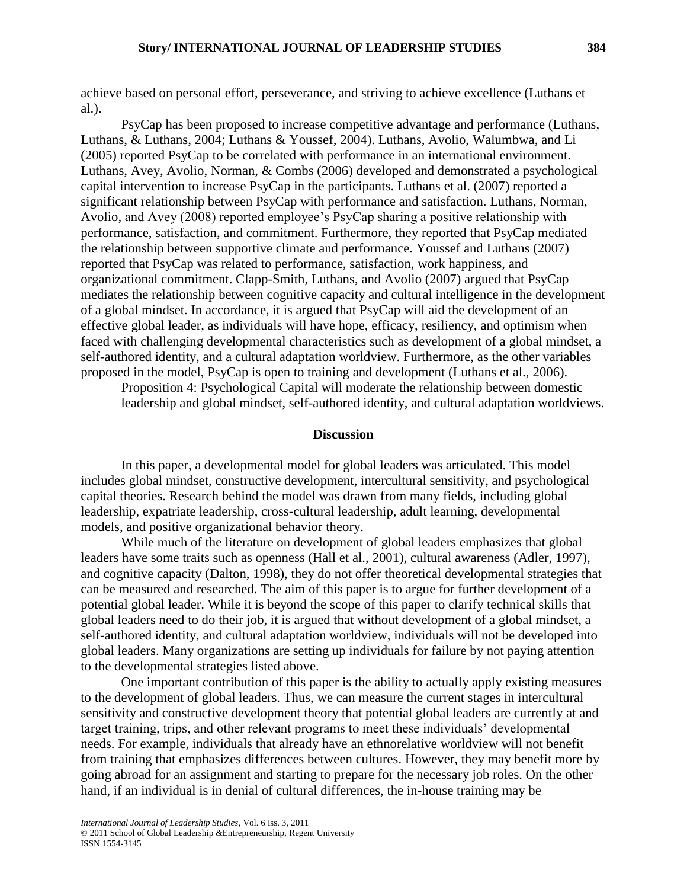achieve based on personal effort, perseverance, and striving to achieve excellence (Luthans et al.).

PsyCap has been proposed to increase competitive advantage and performance (Luthans, Luthans, & Luthans, 2004; Luthans & Youssef, 2004). Luthans, Avolio, Walumbwa, and Li (2005) reported PsyCap to be correlated with performance in an international environment. Luthans, Avey, Avolio, Norman, & Combs (2006) developed and demonstrated a psychological capital intervention to increase PsyCap in the participants. Luthans et al. (2007) reported a significant relationship between PsyCap with performance and satisfaction. Luthans, Norman, Avolio, and Avey (2008) reported employee's PsyCap sharing a positive relationship with performance, satisfaction, and commitment. Furthermore, they reported that PsyCap mediated the relationship between supportive climate and performance. Youssef and Luthans (2007) reported that PsyCap was related to performance, satisfaction, work happiness, and organizational commitment. Clapp-Smith, Luthans, and Avolio (2007) argued that PsyCap mediates the relationship between cognitive capacity and cultural intelligence in the development of a global mindset. In accordance, it is argued that PsyCap will aid the development of an effective global leader, as individuals will have hope, efficacy, resiliency, and optimism when faced with challenging developmental characteristics such as development of a global mindset, a self-authored identity, and a cultural adaptation worldview. Furthermore, as the other variables proposed in the model, PsyCap is open to training and development (Luthans et al., 2006).

Proposition 4: Psychological Capital will moderate the relationship between domestic leadership and global mindset, self-authored identity, and cultural adaptation worldviews.

## Discussion

In this paper, a developmental model for global leaders was articulated. This model includes global mindset, constructive development, intercultural sensitivity, and psychological capital theories. Research behind the model was drawn from many fields, including global leadership, expatriate leadership, cross-cultural leadership, adult learning, developmental models, and positive organizational behavior theory.

While much of the literature on development of global leaders emphasizes that global leaders have some traits such as openness (Hall et al., 2001), cultural awareness (Adler, 1997), and cognitive capacity (Dalton, 1998), they do not offer theoretical developmental strategies that can be measured and researched. The aim of this paper is to argue for further development of a potential global leader. While it is beyond the scope of this paper to clarify technical skills that global leaders need to do their job, it is argued that without development of a global mindset, a self-authored identity, and cultural adaptation worldview, individuals will not be developed into global leaders. Many organizations are setting up individuals for failure by not paying attention to the developmental strategies listed above.

One important contribution of this paper is the ability to actually apply existing measures to the development of global leaders. Thus, we can measure the current stages in intercultural sensitivity and constructive development theory that potential global leaders are currently at and target training, trips, and other relevant programs to meet these individuals' developmental needs. For example, individuals that already have an ethnorelative worldview will not benefit from training that emphasizes differences between cultures. However, they may benefit more by going abroad for an assignment and starting to prepare for the necessary job roles. On the other hand, if an individual is in denial of cultural differences, the in-house training may be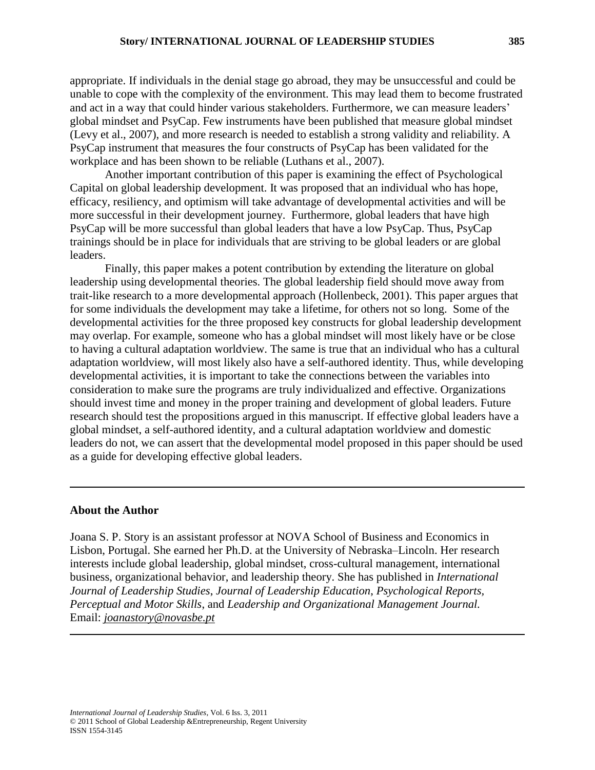appropriate. If individuals in the denial stage go abroad, they may be unsuccessful and could be unable to cope with the complexity of the environment. This may lead them to become frustrated and act in a way that could hinder various stakeholders. Furthermore, we can measure leaders' global mindset and PsyCap. Few instruments have been published that measure global mindset (Levy et al., 2007), and more research is needed to establish a strong validity and reliability. A PsyCap instrument that measures the four constructs of PsyCap has been validated for the workplace and has been shown to be reliable (Luthans et al., 2007).

Another important contribution of this paper is examining the effect of Psychological Capital on global leadership development. It was proposed that an individual who has hope, efficacy, resiliency, and optimism will take advantage of developmental activities and will be more successful in their development journey. Furthermore, global leaders that have high PsyCap will be more successful than global leaders that have a low PsyCap. Thus, PsyCap trainings should be in place for individuals that are striving to be global leaders or are global leaders.

Finally, this paper makes a potent contribution by extending the literature on global leadership using developmental theories. The global leadership field should move away from trait-like research to a more developmental approach (Hollenbeck, 2001). This paper argues that for some individuals the development may take a lifetime, for others not so long. Some of the developmental activities for the three proposed key constructs for global leadership development may overlap. For example, someone who has a global mindset will most likely have or be close to having a cultural adaptation worldview. The same is true that an individual who has a cultural adaptation worldview, will most likely also have a self-authored identity. Thus, while developing developmental activities, it is important to take the connections between the variables into consideration to make sure the programs are truly individualized and effective. Organizations should invest time and money in the proper training and development of global leaders. Future research should test the propositions argued in this manuscript. If effective global leaders have a global mindset, a self-authored identity, and a cultural adaptation worldview and domestic leaders do not, we can assert that the developmental model proposed in this paper should be used as a guide for developing effective global leaders.

---

## About the Author

Joana S. P. Story is an assistant professor at NOVA School of Business and Economics in Lisbon, Portugal. She earned her Ph.D. at the University of Nebraska–Lincoln. Her research interests include global leadership, global mindset, cross-cultural management, international business, organizational behavior, and leadership theory. She has published in *International Journal of Leadership Studies*, *Journal of Leadership Education*, *Psychological Reports*, *Perceptual and Motor Skills*, and *Leadership and Organizational Management Journal.*
Email: *joanastory@novasbe.pt*

---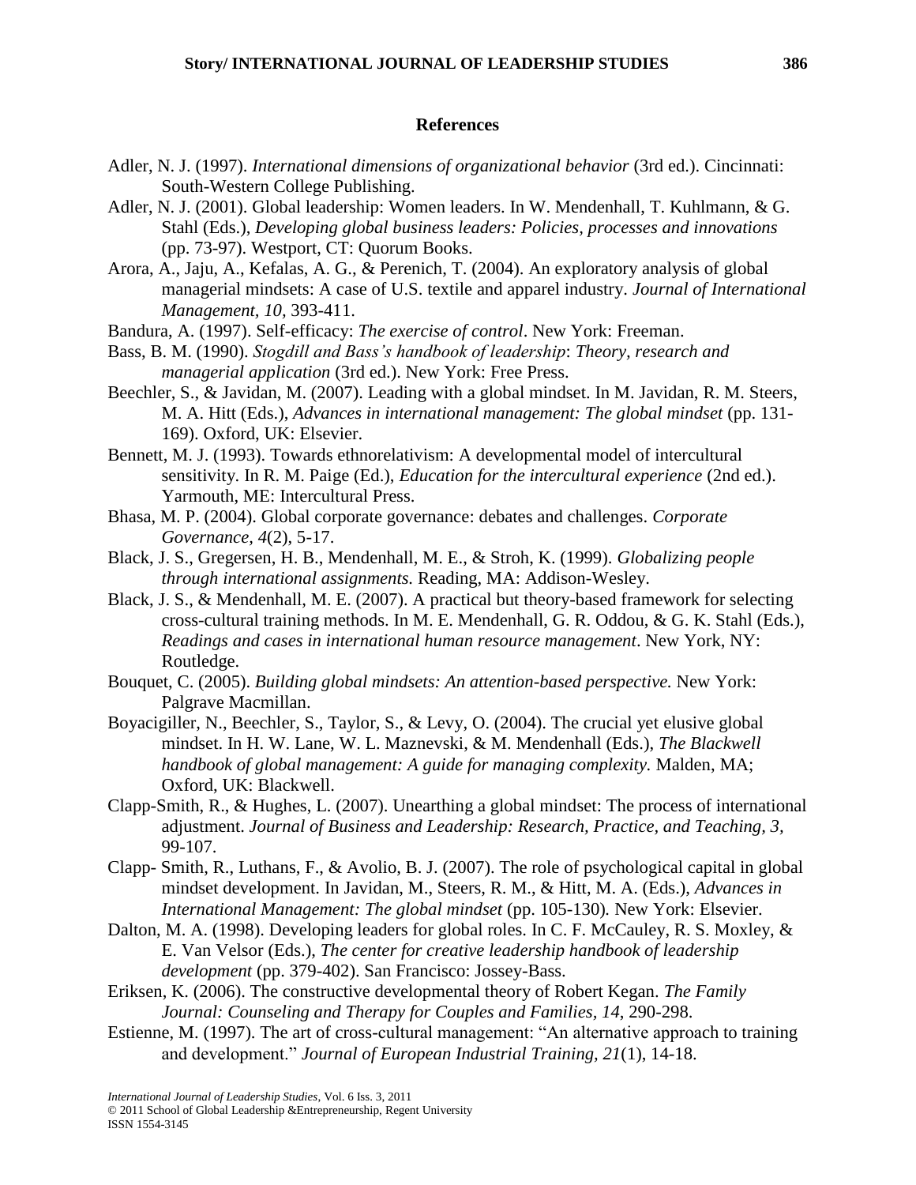## References

Adler, N. J. (1997). *International dimensions of organizational behavior* (3rd ed.). Cincinnati: South-Western College Publishing.

Adler, N. J. (2001). Global leadership: Women leaders. In W. Mendenhall, T. Kuhlmann, & G. Stahl (Eds.), *Developing global business leaders: Policies, processes and innovations* (pp. 73-97). Westport, CT: Quorum Books.

Arora, A., Jaju, A., Kefalas, A. G., & Perenich, T. (2004). An exploratory analysis of global managerial mindsets: A case of U.S. textile and apparel industry. *Journal of International Management, 10,* 393-411.

Bandura, A. (1997). Self-efficacy: *The exercise of control*. New York: Freeman.

Bass, B. M. (1990). *Stogdill and Bass's handbook of leadership*: *Theory, research and managerial application* (3rd ed.). New York: Free Press.

Beechler, S., & Javidan, M. (2007). Leading with a global mindset. In M. Javidan, R. M. Steers, M. A. Hitt (Eds.), *Advances in international management: The global mindset* (pp. 131-169). Oxford, UK: Elsevier.

Bennett, M. J. (1993). Towards ethnorelativism: A developmental model of intercultural sensitivity. In R. M. Paige (Ed.), *Education for the intercultural experience* (2nd ed.). Yarmouth, ME: Intercultural Press.

Bhasa, M. P. (2004). Global corporate governance: debates and challenges. *Corporate Governance, 4*(2), 5-17.

Black, J. S., Gregersen, H. B., Mendenhall, M. E., & Stroh, K. (1999). *Globalizing people through international assignments.* Reading, MA: Addison-Wesley.

Black, J. S., & Mendenhall, M. E. (2007). A practical but theory-based framework for selecting cross-cultural training methods. In M. E. Mendenhall, G. R. Oddou, & G. K. Stahl (Eds.), *Readings and cases in international human resource management*. New York, NY: Routledge.

Bouquet, C. (2005). *Building global mindsets: An attention-based perspective.* New York: Palgrave Macmillan.

Boyacigiller, N., Beechler, S., Taylor, S., & Levy, O. (2004). The crucial yet elusive global mindset. In H. W. Lane, W. L. Maznevski, & M. Mendenhall (Eds.), *The Blackwell handbook of global management: A guide for managing complexity.* Malden, MA; Oxford, UK: Blackwell.

Clapp-Smith, R., & Hughes, L. (2007). Unearthing a global mindset: The process of international adjustment. *Journal of Business and Leadership: Research, Practice, and Teaching, 3,* 99-107.

Clapp- Smith, R., Luthans, F., & Avolio, B. J. (2007). The role of psychological capital in global mindset development. In Javidan, M., Steers, R. M., & Hitt, M. A. (Eds.), *Advances in International Management: The global mindset* (pp. 105-130). New York: Elsevier.

Dalton, M. A. (1998). Developing leaders for global roles. In C. F. McCauley, R. S. Moxley, & E. Van Velsor (Eds.), *The center for creative leadership handbook of leadership development* (pp. 379-402). San Francisco: Jossey-Bass.

Eriksen, K. (2006). The constructive developmental theory of Robert Kegan. *The Family Journal: Counseling and Therapy for Couples and Families*, *14*, 290-298.

Estienne, M. (1997). The art of cross-cultural management: "An alternative approach to training and development." *Journal of European Industrial Training, 21*(1), 14-18.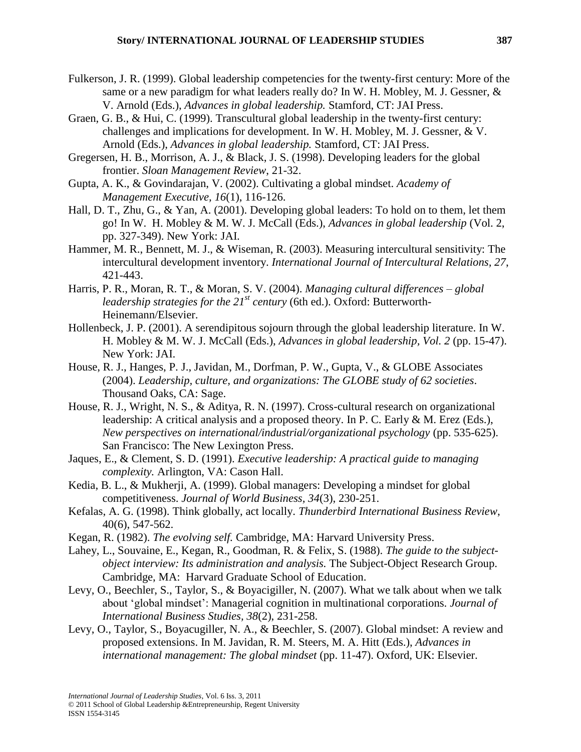Fulkerson, J. R. (1999). Global leadership competencies for the twenty-first century: More of the same or a new paradigm for what leaders really do? In W. H. Mobley, M. J. Gessner, & V. Arnold (Eds.), *Advances in global leadership.* Stamford, CT: JAI Press.

Graen, G. B., & Hui, C. (1999). Transcultural global leadership in the twenty-first century: challenges and implications for development. In W. H. Mobley, M. J. Gessner, & V. Arnold (Eds.), *Advances in global leadership.* Stamford, CT: JAI Press.

Gregersen, H. B., Morrison, A. J., & Black, J. S. (1998). Developing leaders for the global frontier. *Sloan Management Review*, 21-32.

Gupta, A. K., & Govindarajan, V. (2002). Cultivating a global mindset. *Academy of Management Executive, 16*(1), 116-126.

Hall, D. T., Zhu, G., & Yan, A. (2001). Developing global leaders: To hold on to them, let them go! In W. H. Mobley & M. W. J. McCall (Eds.), *Advances in global leadership* (Vol. 2, pp. 327-349). New York: JAI.

Hammer, M. R., Bennett, M. J., & Wiseman, R. (2003). Measuring intercultural sensitivity: The intercultural development inventory. *International Journal of Intercultural Relations, 27*, 421-443.

Harris, P. R., Moran, R. T., & Moran, S. V. (2004). *Managing cultural differences – global leadership strategies for the 21st century* (6th ed.). Oxford: Butterworth-Heinemann/Elsevier.

Hollenbeck, J. P. (2001). A serendipitous sojourn through the global leadership literature. In W. H. Mobley & M. W. J. McCall (Eds.), *Advances in global leadership, Vol. 2* (pp. 15-47). New York: JAI.

House, R. J., Hanges, P. J., Javidan, M., Dorfman, P. W., Gupta, V., & GLOBE Associates (2004). *Leadership, culture, and organizations: The GLOBE study of 62 societies*. Thousand Oaks, CA: Sage.

House, R. J., Wright, N. S., & Aditya, R. N. (1997). Cross-cultural research on organizational leadership: A critical analysis and a proposed theory. In P. C. Early & M. Erez (Eds.), *New perspectives on international/industrial/organizational psychology* (pp. 535-625). San Francisco: The New Lexington Press.

Jaques, E., & Clement, S. D. (1991). *Executive leadership: A practical guide to managing complexity.* Arlington, VA: Cason Hall.

Kedia, B. L., & Mukherji, A. (1999). Global managers: Developing a mindset for global competitiveness. *Journal of World Business, 34*(3), 230-251.

Kefalas, A. G. (1998). Think globally, act locally. *Thunderbird International Business Review*, 40(6), 547-562.

Kegan, R. (1982). *The evolving self.* Cambridge, MA: Harvard University Press.

Lahey, L., Souvaine, E., Kegan, R., Goodman, R. & Felix, S. (1988). *The guide to the subject-object interview: Its administration and analysis.* The Subject-Object Research Group. Cambridge, MA: Harvard Graduate School of Education.

Levy, O., Beechler, S., Taylor, S., & Boyacigiller, N. (2007). What we talk about when we talk about 'global mindset': Managerial cognition in multinational corporations. *Journal of International Business Studies, 38*(2), 231-258.

Levy, O., Taylor, S., Boyacugiller, N. A., & Beechler, S. (2007). Global mindset: A review and proposed extensions. In M. Javidan, R. M. Steers, M. A. Hitt (Eds.), *Advances in international management: The global mindset* (pp. 11-47). Oxford, UK: Elsevier.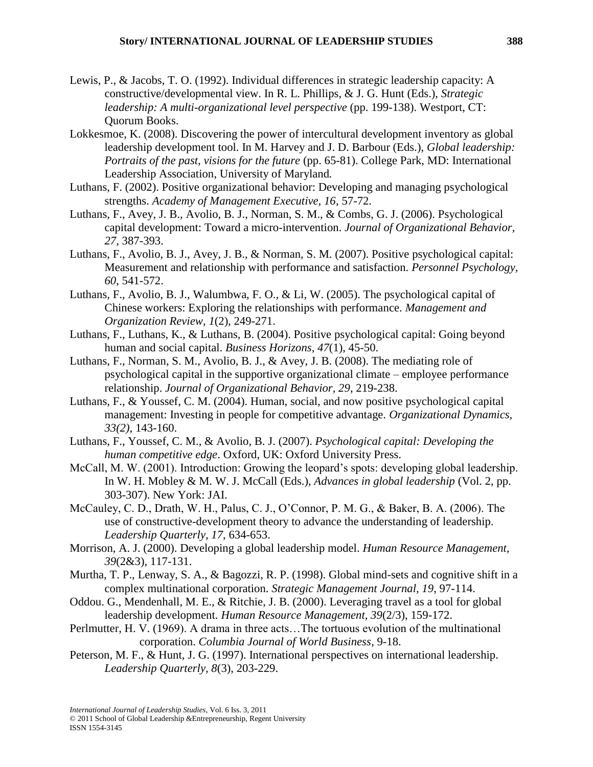Lewis, P., & Jacobs, T. O. (1992). Individual differences in strategic leadership capacity: A constructive/developmental view. In R. L. Phillips, & J. G. Hunt (Eds.), *Strategic leadership: A multi-organizational level perspective* (pp. 199-138). Westport, CT: Quorum Books.

Lokkesmoe, K. (2008). Discovering the power of intercultural development inventory as global leadership development tool. In M. Harvey and J. D. Barbour (Eds.), *Global leadership: Portraits of the past, visions for the future* (pp. 65-81). College Park, MD: International Leadership Association, University of Maryland*.*

Luthans, F. (2002). Positive organizational behavior: Developing and managing psychological strengths. *Academy of Management Executive*, *16*, 57-72.

Luthans, F., Avey, J. B., Avolio, B. J., Norman, S. M., & Combs, G. J. (2006). Psychological capital development: Toward a micro-intervention. *Journal of Organizational Behavior*, *27*, 387-393.

Luthans, F., Avolio, B. J., Avey, J. B., & Norman, S. M. (2007). Positive psychological capital: Measurement and relationship with performance and satisfaction. *Personnel Psychology*, *60*, 541-572.

Luthans, F., Avolio, B. J., Walumbwa, F. O., & Li, W. (2005). The psychological capital of Chinese workers: Exploring the relationships with performance. *Management and Organization Review*, *1*(2), 249-271.

Luthans, F., Luthans, K., & Luthans, B. (2004). Positive psychological capital: Going beyond human and social capital. *Business Horizons, 47*(1), 45-50.

Luthans, F., Norman, S. M., Avolio, B. J., & Avey, J. B. (2008). The mediating role of psychological capital in the supportive organizational climate – employee performance relationship. *Journal of Organizational Behavior*, *29*, 219-238.

Luthans, F., & Youssef, C. M. (2004). Human, social, and now positive psychological capital management: Investing in people for competitive advantage. *Organizational Dynamics*, *33(2)*, 143-160.

Luthans, F., Youssef, C. M., & Avolio, B. J. (2007). *Psychological capital: Developing the human competitive edge*. Oxford, UK: Oxford University Press.

McCall, M. W. (2001). Introduction: Growing the leopard's spots: developing global leadership. In W. H. Mobley & M. W. J. McCall (Eds.), *Advances in global leadership* (Vol. 2, pp. 303-307). New York: JAI.

McCauley, C. D., Drath, W. H., Palus, C. J., O'Connor, P. M. G., & Baker, B. A. (2006). The use of constructive-development theory to advance the understanding of leadership. *Leadership Quarterly, 17*, 634-653.

Morrison, A. J. (2000). Developing a global leadership model. *Human Resource Management, 39*(2&3), 117-131.

Murtha, T. P., Lenway, S. A., & Bagozzi, R. P. (1998). Global mind-sets and cognitive shift in a complex multinational corporation. *Strategic Management Journal, 19*, 97-114.

Oddou. G., Mendenhall, M. E., & Ritchie, J. B. (2000). Leveraging travel as a tool for global leadership development. *Human Resource Management, 39*(2/3), 159-172.

Perlmutter, H. V. (1969). A drama in three acts…The tortuous evolution of the multinational corporation. *Columbia Journal of World Business*, 9-18.

Peterson, M. F., & Hunt, J. G. (1997). International perspectives on international leadership. *Leadership Quarterly, 8*(3), 203-229.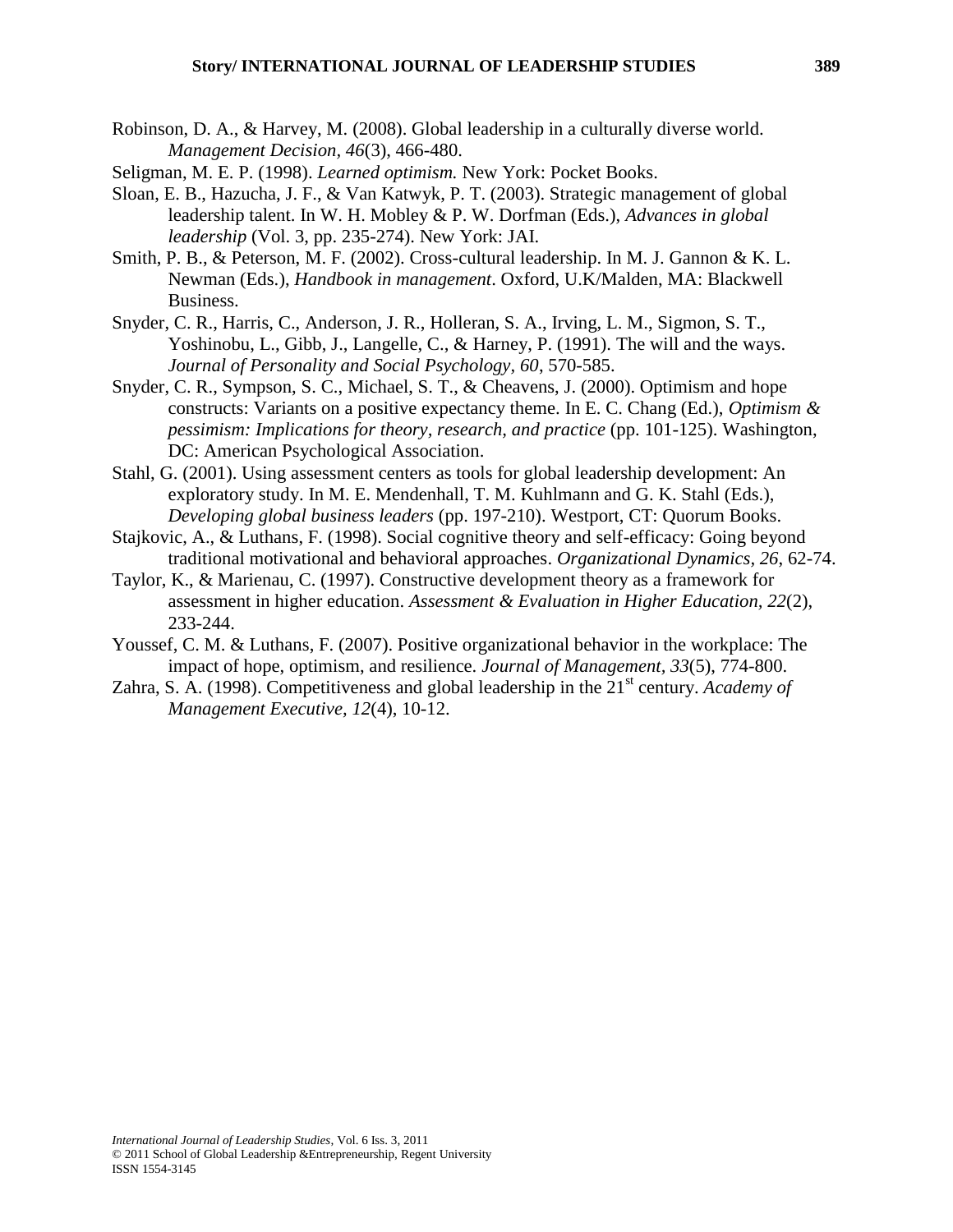Robinson, D. A., & Harvey, M. (2008). Global leadership in a culturally diverse world. *Management Decision, 46*(3), 466-480.

Seligman, M. E. P. (1998). *Learned optimism.* New York: Pocket Books.

Sloan, E. B., Hazucha, J. F., & Van Katwyk, P. T. (2003). Strategic management of global leadership talent. In W. H. Mobley & P. W. Dorfman (Eds.), *Advances in global leadership* (Vol. 3, pp. 235-274). New York: JAI.

Smith, P. B., & Peterson, M. F. (2002). Cross-cultural leadership. In M. J. Gannon & K. L. Newman (Eds.), *Handbook in management*. Oxford, U.K/Malden, MA: Blackwell Business.

Snyder, C. R., Harris, C., Anderson, J. R., Holleran, S. A., Irving, L. M., Sigmon, S. T., Yoshinobu, L., Gibb, J., Langelle, C., & Harney, P. (1991). The will and the ways. *Journal of Personality and Social Psychology, 60*, 570-585.

Snyder, C. R., Sympson, S. C., Michael, S. T., & Cheavens, J. (2000). Optimism and hope constructs: Variants on a positive expectancy theme. In E. C. Chang (Ed.), *Optimism & pessimism: Implications for theory, research, and practice* (pp. 101-125). Washington, DC: American Psychological Association.

Stahl, G. (2001). Using assessment centers as tools for global leadership development: An exploratory study. In M. E. Mendenhall, T. M. Kuhlmann and G. K. Stahl (Eds.), *Developing global business leaders* (pp. 197-210). Westport, CT: Quorum Books.

Stajkovic, A., & Luthans, F. (1998). Social cognitive theory and self-efficacy: Going beyond traditional motivational and behavioral approaches. *Organizational Dynamics, 26*, 62-74.

Taylor, K., & Marienau, C. (1997). Constructive development theory as a framework for assessment in higher education. *Assessment & Evaluation in Higher Education, 22*(2), 233-244.

Youssef, C. M. & Luthans, F. (2007). Positive organizational behavior in the workplace: The impact of hope, optimism, and resilience. *Journal of Management, 33*(5), 774-800.

Zahra, S. A. (1998). Competitiveness and global leadership in the 21st century. *Academy of Management Executive, 12*(4), 10-12.